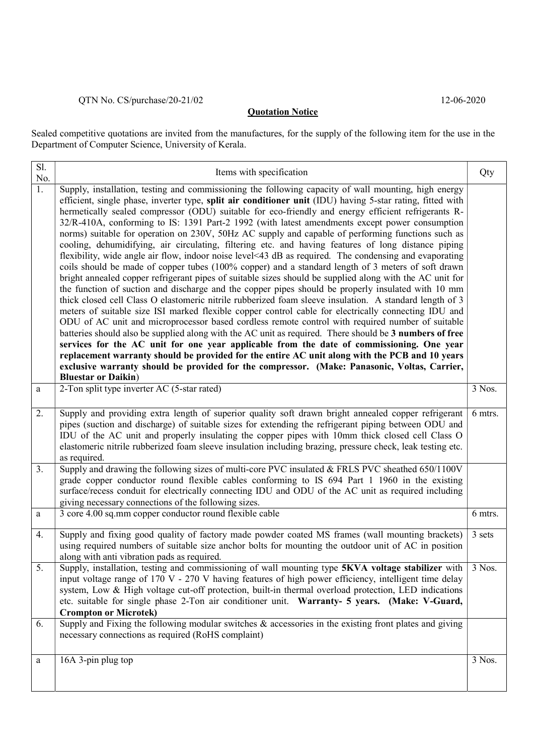QTN No. CS/purchase/20-21/02 12-06-2020

**Quotation Notice**

Sealed competitive quotations are invited from the manufactures, for the supply of the following item for the use in the Department of Computer Science, University of Kerala.

| Sl. No. | Items with specification | Qty |
|---|---|---|
| 1. | Supply, installation, testing and commissioning the following capacity of wall mounting, high energy efficient, single phase, inverter type, **split air conditioner unit** (IDU) having 5-star rating, fitted with hermetically sealed compressor (ODU) suitable for eco-friendly and energy efficient refrigerants R-32/R-410A, conforming to IS: 1391 Part-2 1992 (with latest amendments except power consumption norms) suitable for operation on 230V, 50Hz AC supply and capable of performing functions such as cooling, dehumidifying, air circulating, filtering etc. and having features of long distance piping flexibility, wide angle air flow, indoor noise level<43 dB as required. The condensing and evaporating coils should be made of copper tubes (100% copper) and a standard length of 3 meters of soft drawn bright annealed copper refrigerant pipes of suitable sizes should be supplied along with the AC unit for the function of suction and discharge and the copper pipes should be properly insulated with 10 mm thick closed cell Class O elastomeric nitrile rubberized foam sleeve insulation. A standard length of 3 meters of suitable size ISI marked flexible copper control cable for electrically connecting IDU and ODU of AC unit and microprocessor based cordless remote control with required number of suitable batteries should also be supplied along with the AC unit as required. There should be **3 numbers of free services for the AC unit for one year applicable from the date of commissioning. One year replacement warranty should be provided for the entire AC unit along with the PCB and 10 years exclusive warranty should be provided for the compressor. (Make: Panasonic, Voltas, Carrier, Bluestar or Daikin**) | |
| a | 2-Ton split type inverter AC (5-star rated) | 3 Nos. |
| 2. | Supply and providing extra length of superior quality soft drawn bright annealed copper refrigerant pipes (suction and discharge) of suitable sizes for extending the refrigerant piping between ODU and IDU of the AC unit and properly insulating the copper pipes with 10mm thick closed cell Class O elastomeric nitrile rubberized foam sleeve insulation including brazing, pressure check, leak testing etc. as required. | 6 mtrs. |
| 3. | Supply and drawing the following sizes of multi-core PVC insulated & FRLS PVC sheathed 650/1100V grade copper conductor round flexible cables conforming to IS 694 Part 1 1960 in the existing surface/recess conduit for electrically connecting IDU and ODU of the AC unit as required including giving necessary connections of the following sizes. | |
| a | 3 core 4.00 sq.mm copper conductor round flexible cable | 6 mtrs. |
| 4. | Supply and fixing good quality of factory made powder coated MS frames (wall mounting brackets) using required numbers of suitable size anchor bolts for mounting the outdoor unit of AC in position along with anti vibration pads as required. | 3 sets |
| 5. | Supply, installation, testing and commissioning of wall mounting type **5KVA voltage stabilizer** with input voltage range of 170 V - 270 V having features of high power efficiency, intelligent time delay system, Low & High voltage cut-off protection, built-in thermal overload protection, LED indications etc. suitable for single phase 2-Ton air conditioner unit. **Warranty- 5 years. (Make: V-Guard, Crompton or Microtek)** | 3 Nos. |
| 6. | Supply and Fixing the following modular switches & accessories in the existing front plates and giving necessary connections as required (RoHS complaint) | |
| a | 16A 3-pin plug top | 3 Nos. |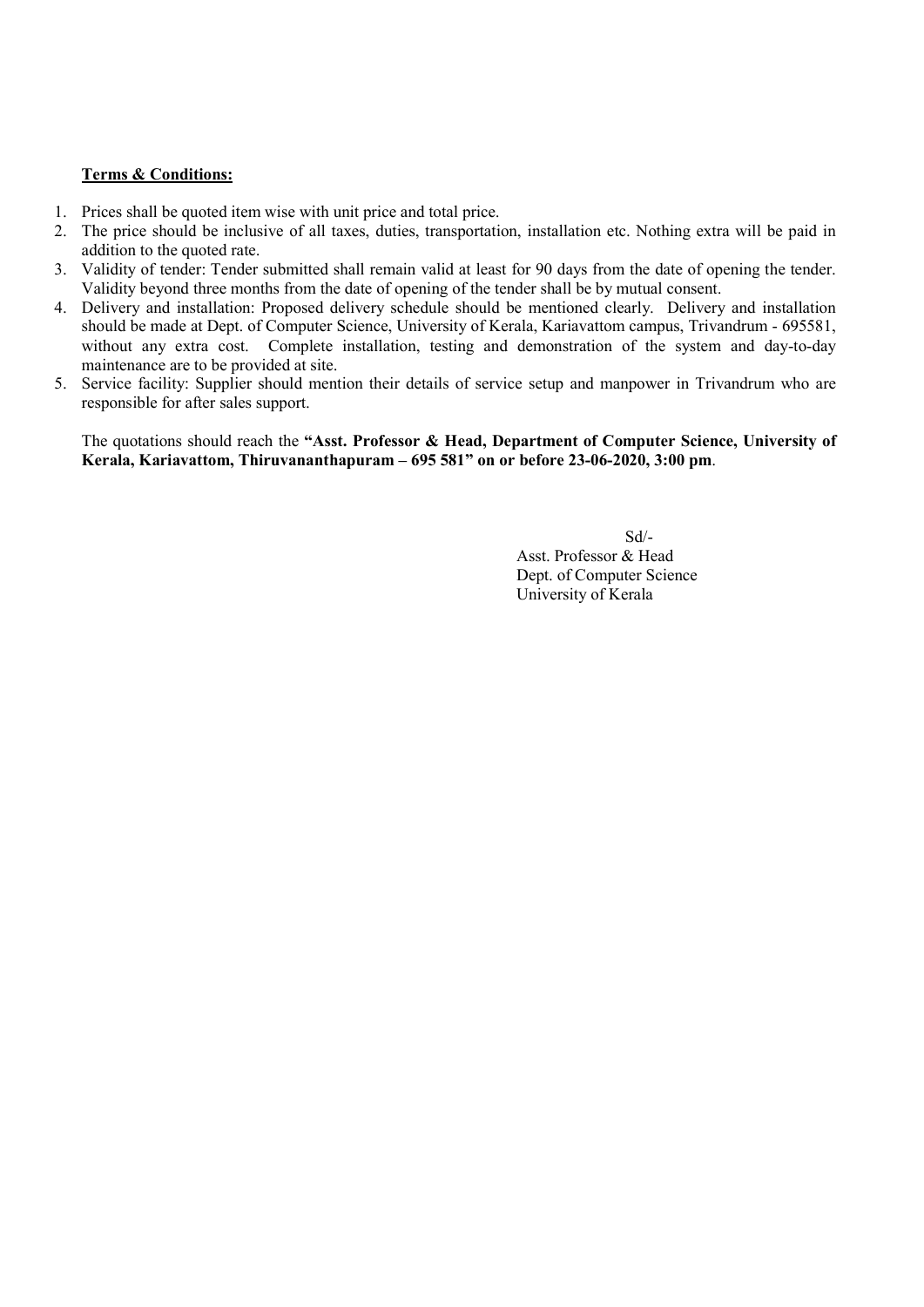**Terms & Conditions:**

1. Prices shall be quoted item wise with unit price and total price.
2. The price should be inclusive of all taxes, duties, transportation, installation etc. Nothing extra will be paid in addition to the quoted rate.
3. Validity of tender: Tender submitted shall remain valid at least for 90 days from the date of opening the tender. Validity beyond three months from the date of opening of the tender shall be by mutual consent.
4. Delivery and installation: Proposed delivery schedule should be mentioned clearly. Delivery and installation should be made at Dept. of Computer Science, University of Kerala, Kariavattom campus, Trivandrum - 695581, without any extra cost. Complete installation, testing and demonstration of the system and day-to-day maintenance are to be provided at site.
5. Service facility: Supplier should mention their details of service setup and manpower in Trivandrum who are responsible for after sales support.

The quotations should reach the **"Asst. Professor & Head, Department of Computer Science, University of Kerala, Kariavattom, Thiruvananthapuram – 695 581" on or before 23-06-2020, 3:00 pm**.

Sd/-
Asst. Professor & Head
Dept. of Computer Science
University of Kerala